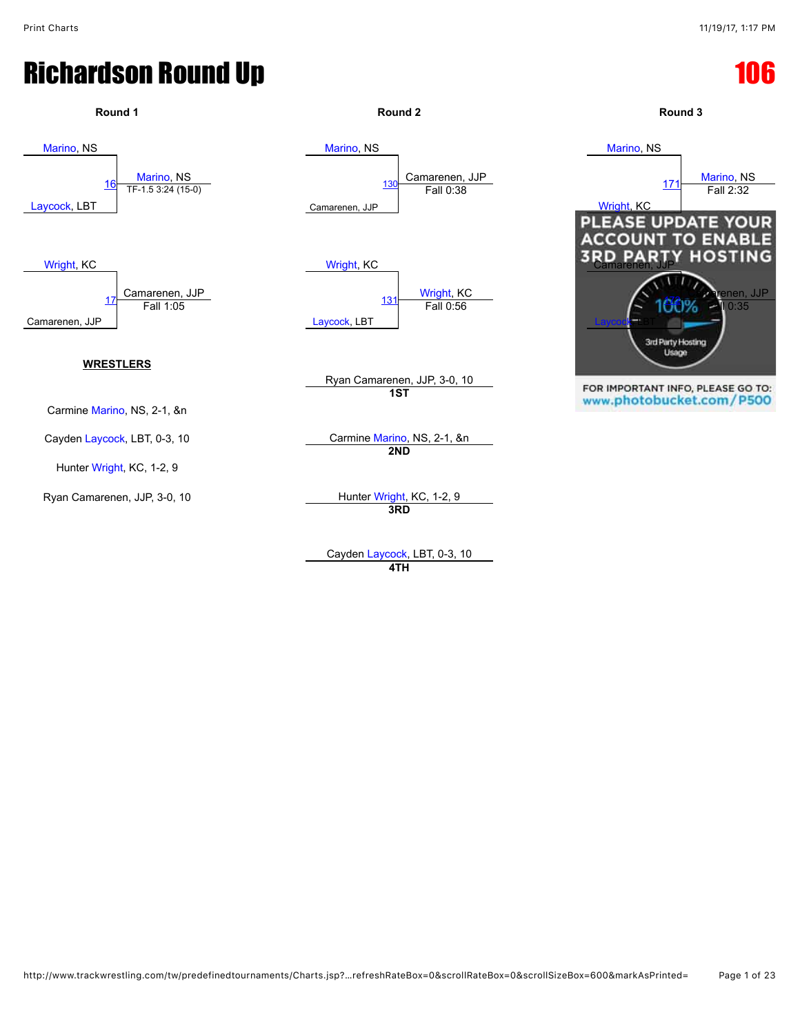# Richardson Round Up

# 106

## Round 1

Marino, NS
Laycock, LBT
Match 16 — Marino, NS — TF-1.5 3:24 (15-0)

Wright, KC
Camarenen, JJP
Match 17 — Camarenen, JJP — Fall 1:05

## Round 2

Marino, NS
Camarenen, JJP
Match 130 — Camarenen, JJP — Fall 0:38

Wright, KC
Laycock, LBT
Match 131 — Wright, KC — Fall 0:56

## Round 3

Marino, NS
Wright, KC
Match 171 — Marino, NS — Fall 2:32

Camarenen, JJP
Laycock, LBT
Match 172 — Camarenen, JJP — Fall 0:35

PLEASE UPDATE YOUR ACCOUNT TO ENABLE 3RD PARTY HOSTING

100% 3rd Party Hosting Usage

FOR IMPORTANT INFO, PLEASE GO TO: www.photobucket.com/P500

## WRESTLERS

Carmine Marino, NS, 2-1, &n

Cayden Laycock, LBT, 0-3, 10

Hunter Wright, KC, 1-2, 9

Ryan Camarenen, JJP, 3-0, 10

## Placements

Ryan Camarenen, JJP, 3-0, 10
**1ST**

Carmine Marino, NS, 2-1, &n
**2ND**

Hunter Wright, KC, 1-2, 9
**3RD**

Cayden Laycock, LBT, 0-3, 10
**4TH**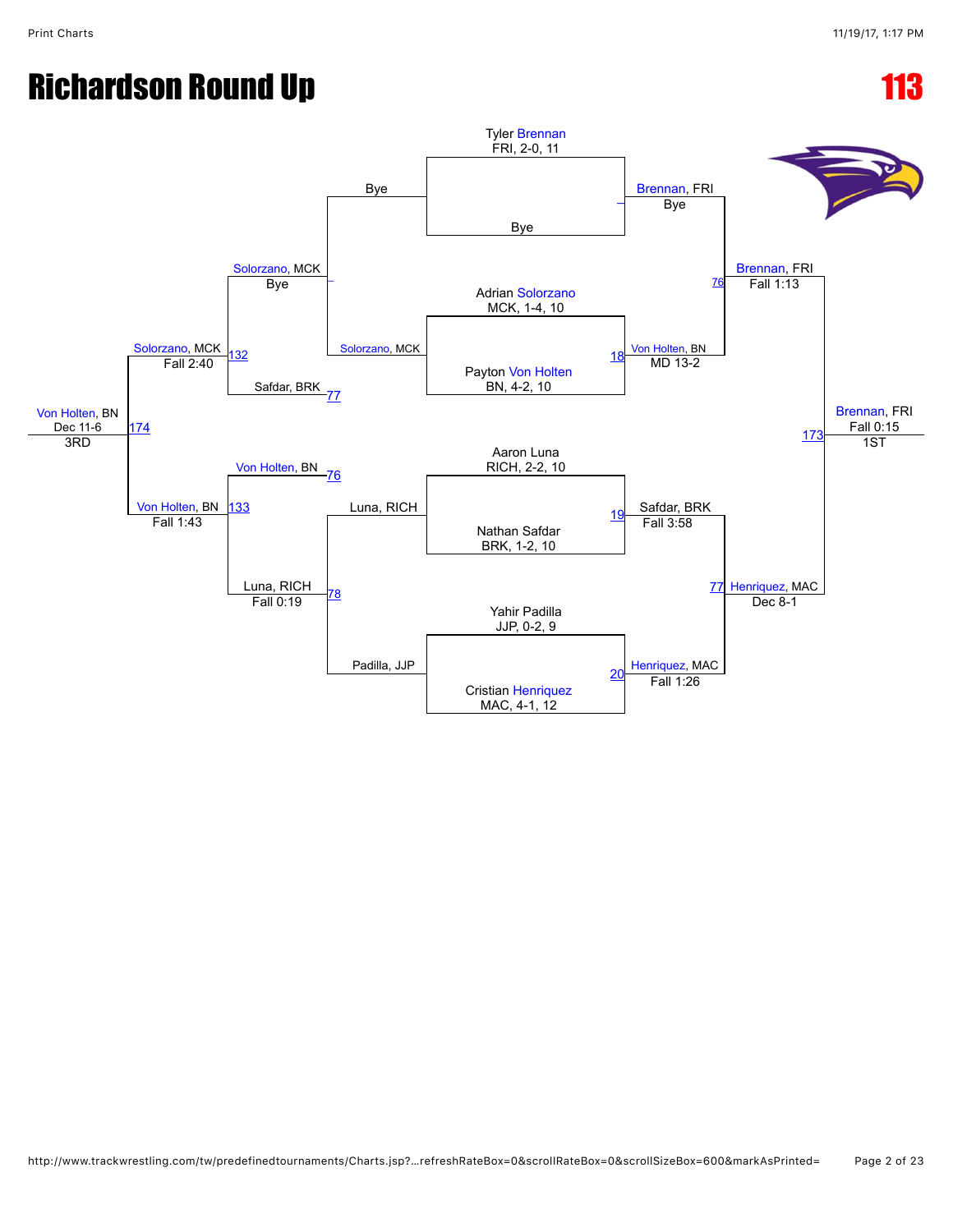# Richardson Round Up

# 113

## Championship Bracket

**First Round (Seeds)**

- Tyler Brennan, FRI, 2-0, 11 vs. Bye
- Adrian Solorzano, MCK, 1-4, 10 vs. Payton Von Holten, BN, 4-2, 10
- Aaron Luna, RICH, 2-2, 10 vs. Nathan Safdar, BRK, 1-2, 10
- Yahir Padilla, JJP, 0-2, 9 vs. Cristian Henriquez, MAC, 4-1, 12

**Quarterfinals**

- Brennan, FRI — Bye
- 18: Von Holten, BN — MD 13-2
- 19: Safdar, BRK — Fall 3:58
- 20: Henriquez, MAC — Fall 1:26

**Semifinals**

- 76: Brennan, FRI — Fall 1:13
- 77: Henriquez, MAC — Dec 8-1

**Final**

- 173: Brennan, FRI — Fall 0:15 — 1ST

## Consolation Bracket

**Consolation Round 1**

- Bye vs. Solorzano, MCK → Solorzano, MCK — Bye
- Luna, RICH vs. Padilla, JJP → 78: Luna, RICH — Fall 0:19

**Consolation Round 2**

- Solorzano, MCK vs. Safdar, BRK (77) → 132: Solorzano, MCK — Fall 2:40
- Von Holten, BN (76) vs. Luna, RICH → 133: Von Holten, BN — Fall 1:43

**3rd Place**

- 174: Von Holten, BN — Dec 11-6 — 3RD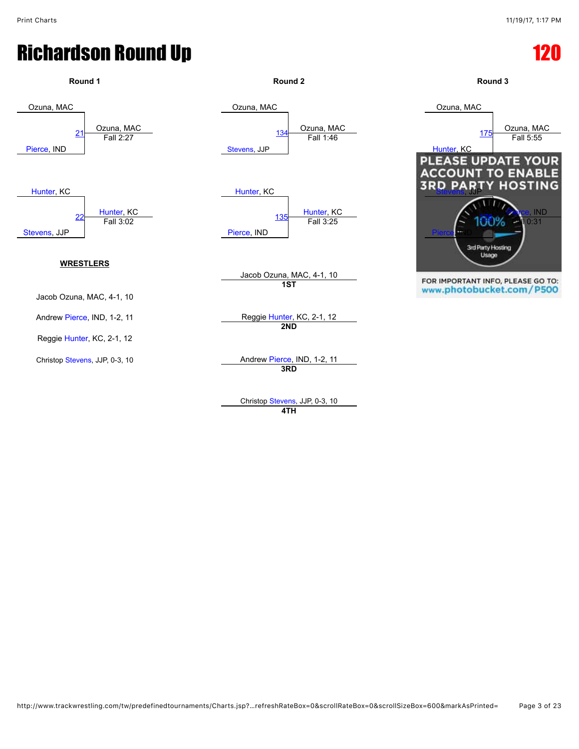# Richardson Round Up

## 120

### Round 1

Ozuna, MAC
21 — Ozuna, MAC, Fall 2:27
Pierce, IND

Hunter, KC
22 — Hunter, KC, Fall 3:02
Stevens, JJP

### Round 2

Ozuna, MAC
134 — Ozuna, MAC, Fall 1:46
Stevens, JJP

Hunter, KC
135 — Hunter, KC, Fall 3:25
Pierce, IND

### Round 3

Ozuna, MAC
175 — Ozuna, MAC, Fall 5:55
Hunter, KC

Stevens, JJP
176 — Pierce, IND, Fall 0:31
Pierce, IND

PLEASE UPDATE YOUR ACCOUNT TO ENABLE 3RD PARTY HOSTING

100% 3rd Party Hosting Usage

FOR IMPORTANT INFO, PLEASE GO TO: www.photobucket.com/P500

**WRESTLERS**

Jacob Ozuna, MAC, 4-1, 10

Andrew Pierce, IND, 1-2, 11

Reggie Hunter, KC, 2-1, 12

Christop Stevens, JJP, 0-3, 10

| Place | Wrestler |
|---|---|
| 1ST | Jacob Ozuna, MAC, 4-1, 10 |
| 2ND | Reggie Hunter, KC, 2-1, 12 |
| 3RD | Andrew Pierce, IND, 1-2, 11 |
| 4TH | Christop Stevens, JJP, 0-3, 10 |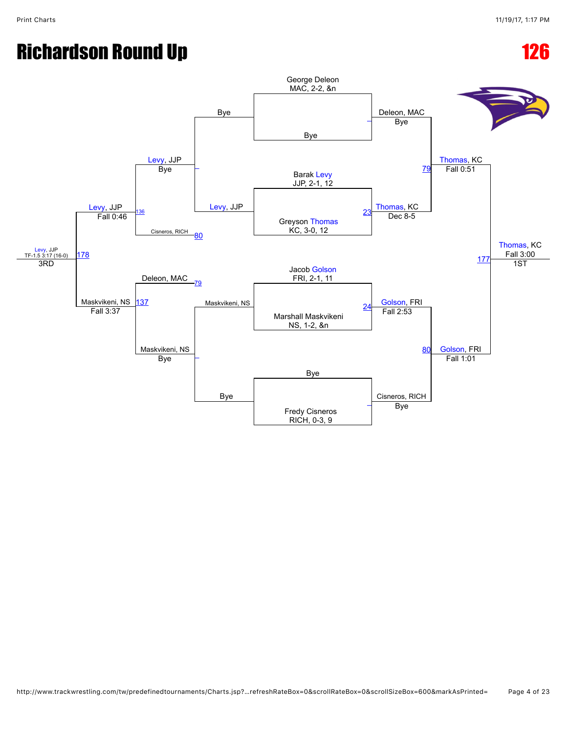# Richardson Round Up

# 126

## Championship Bracket

**First Round**

| Match | Wrestler 1 | Wrestler 2 | Winner | Result |
| --- | --- | --- | --- | --- |
| — | George Deleon, MAC, 2-2, &n | Bye | Deleon, MAC | Bye |
| 23 | Barak Levy, JJP, 2-1, 12 | Greyson Thomas, KC, 3-0, 12 | Thomas, KC | Dec 8-5 |
| 24 | Jacob Golson, FRI, 2-1, 11 | Marshall Maskvikeni, NS, 1-2, &n | Golson, FRI | Fall 2:53 |
| — | Bye | Fredy Cisneros, RICH, 0-3, 9 | Cisneros, RICH | Bye |

**Semifinals**

| Match | Wrestler 1 | Wrestler 2 | Winner | Result |
| --- | --- | --- | --- | --- |
| 79 | Deleon, MAC | Thomas, KC | Thomas, KC | Fall 0:51 |
| 80 | Golson, FRI | Cisneros, RICH | Golson, FRI | Fall 1:01 |

**Final (1ST)**

| Match | Wrestler 1 | Wrestler 2 | Winner | Result |
| --- | --- | --- | --- | --- |
| 177 | Thomas, KC | Golson, FRI | Thomas, KC | Fall 3:00 |

## Consolation Bracket

**First Round**

| Match | Wrestler 1 | Wrestler 2 | Winner | Result |
| --- | --- | --- | --- | --- |
| — | Bye | Levy, JJP | Levy, JJP | Bye |
| — | Maskvikeni, NS | Bye | Maskvikeni, NS | Bye |

**Second Round**

| Match | Wrestler 1 | Wrestler 2 | Winner | Result |
| --- | --- | --- | --- | --- |
| 136 | Levy, JJP | Cisneros, RICH (80) | Levy, JJP | Fall 0:46 |
| 137 | Deleon, MAC (79) | Maskvikeni, NS | Maskvikeni, NS | Fall 3:37 |

**3rd Place (3RD)**

| Match | Wrestler 1 | Wrestler 2 | Winner | Result |
| --- | --- | --- | --- | --- |
| 178 | Levy, JJP | Maskvikeni, NS | Levy, JJP | TF-1.5 3:17 (16-0) |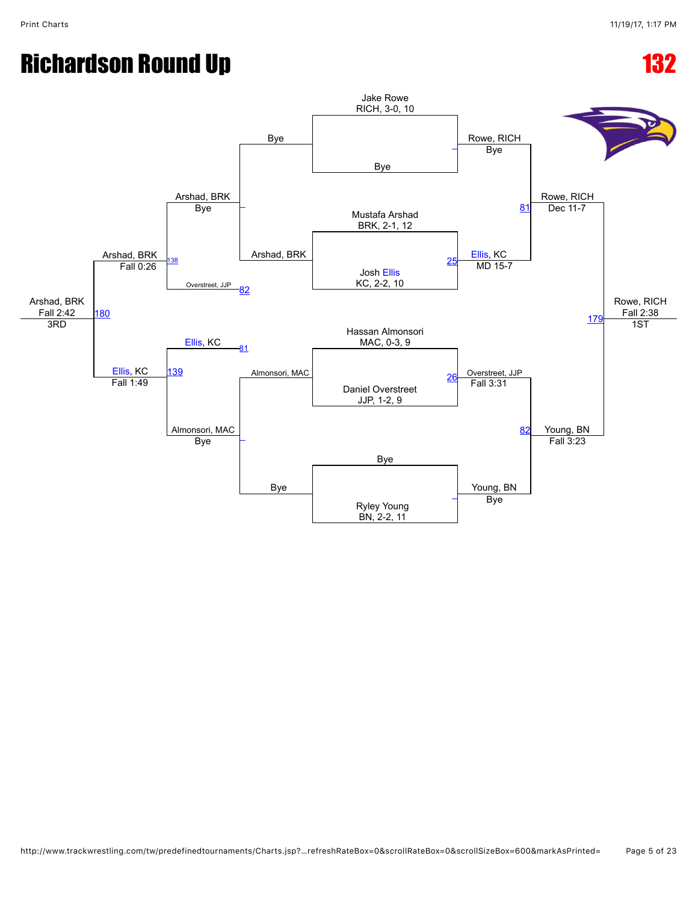# Richardson Round Up

# 132

## Championship Bracket

| Seed / Wrestler | Quarterfinal | Semifinal | Final |
|---|---|---|---|
| Jake Rowe, RICH, 3-0, 10 | Rowe, RICH — Bye | Rowe, RICH — Dec 11-7 (81) | Rowe, RICH — Fall 2:38 (179) — 1ST |
| Bye | | | |
| Mustafa Arshad, BRK, 2-1, 12 | Ellis, KC — MD 15-7 (25) | | |
| Josh Ellis, KC, 2-2, 10 | | | |
| Hassan Almonsori, MAC, 0-3, 9 | Overstreet, JJP — Fall 3:31 (26) | Young, BN — Fall 3:23 (82) | |
| Daniel Overstreet, JJP, 1-2, 9 | | | |
| Bye | Young, BN — Bye | | |
| Ryley Young, BN, 2-2, 11 | | | |

## Consolation Bracket

| Round 1 | Consolation Quarterfinal | Consolation Semifinal | 3rd Place |
|---|---|---|---|
| Bye vs. Arshad, BRK | Arshad, BRK — Bye | Arshad, BRK — Fall 0:26 (138) | Arshad, BRK — Fall 2:42 (180) — 3RD |
| | Overstreet, JJP (82) | | |
| | Ellis, KC (81) | Ellis, KC — Fall 1:49 (139) | |
| Almonsori, MAC vs. Bye | Almonsori, MAC — Bye | | |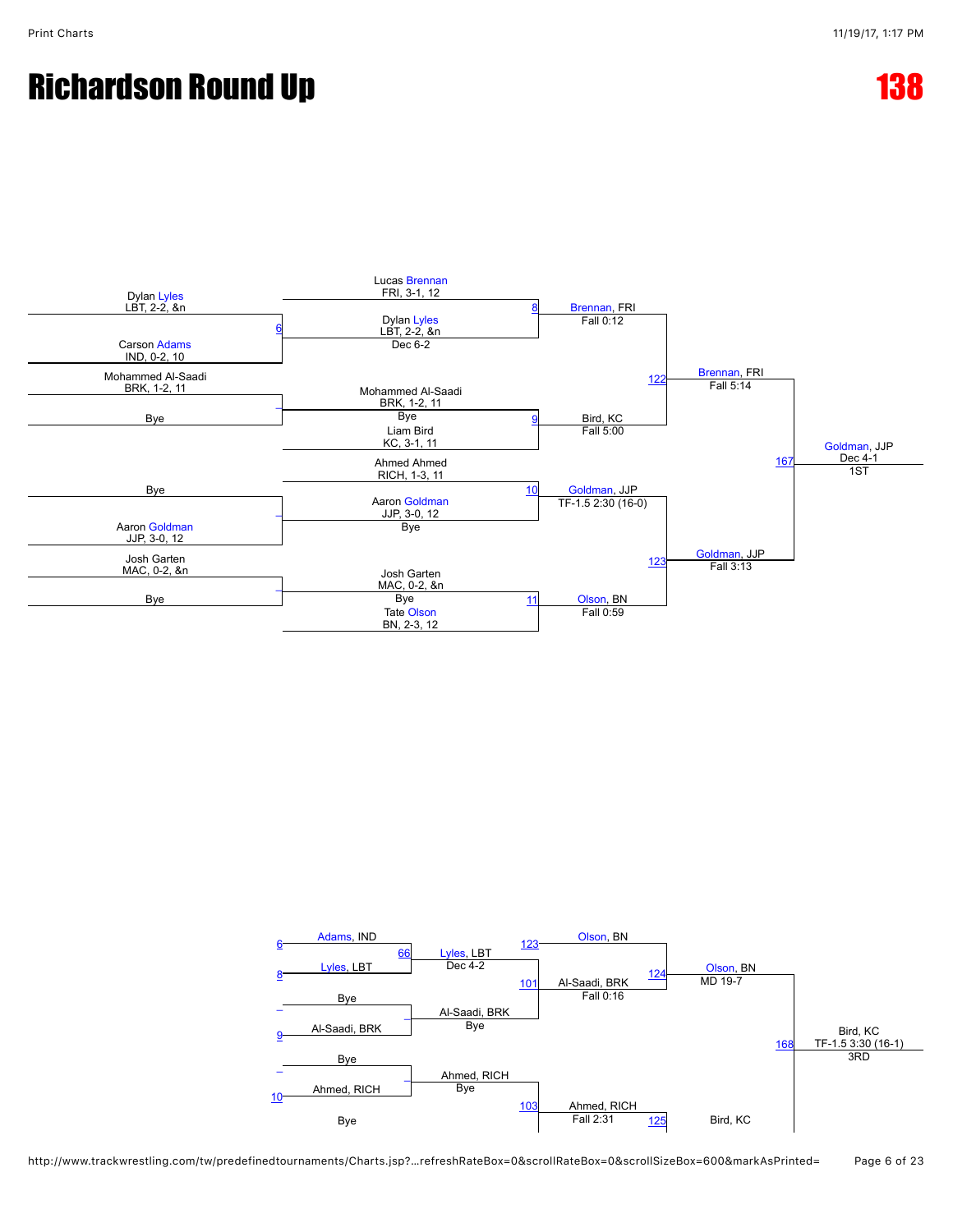# Richardson Round Up

# 138

## Championship Bracket

**First Round**

- Dylan Lyles, LBT, 2-2, &n vs. Carson Adams, IND, 0-2, 10 — Match 6
- Mohammed Al-Saadi, BRK, 1-2, 11 vs. Bye
- Bye vs. Aaron Goldman, JJP, 3-0, 12
- Josh Garten, MAC, 0-2, &n vs. Bye

**Second Round**

- Match 8: Lucas Brennan, FRI, 3-1, 12 vs. Dylan Lyles, LBT, 2-2, &n — Brennan, FRI, Dec 6-2
- Match 9: Mohammed Al-Saadi, BRK, 1-2, 11 (Bye) vs. Liam Bird, KC, 3-1, 11 — Brennan, FRI, Fall 0:12 / Bird, KC, Fall 5:00
- Match 10: Ahmed Ahmed, RICH, 1-3, 11 vs. Aaron Goldman, JJP, 3-0, 12 (Bye) — Goldman, JJP, TF-1.5 2:30 (16-0)
- Match 11: Josh Garten, MAC, 0-2, &n (Bye) vs. Tate Olson, BN, 2-3, 12 — Olson, BN, Fall 0:59

**Semifinals**

- Match 122: Brennan, FRI vs. Bird, KC — Brennan, FRI, Fall 5:14
- Match 123: Goldman, JJP vs. Olson, BN — Goldman, JJP, Fall 3:13

**Final**

- Match 167: Brennan, FRI vs. Goldman, JJP — Goldman, JJP, Dec 4-1 — 1ST

## Consolation Bracket

- Match 66: Adams, IND (L-6) vs. Lyles, LBT (L-8) — Lyles, LBT, Dec 4-2
- Bye vs. Al-Saadi, BRK (L-9) — Al-Saadi, BRK, Bye
- Bye vs. Ahmed, RICH (L-10) — Ahmed, RICH, Bye
- Match 101: Olson, BN (L-123) vs. Al-Saadi, BRK — Al-Saadi, BRK, Fall 0:16
- Match 103: Ahmed, RICH vs. Bye — Ahmed, RICH, Fall 2:31
- Match 124: Olson, BN vs. Al-Saadi, BRK — Olson, BN, MD 19-7
- Match 125: Bird, KC
- Match 168: Olson, BN vs. Bird, KC — Bird, KC, TF-1.5 3:30 (16-1) — 3RD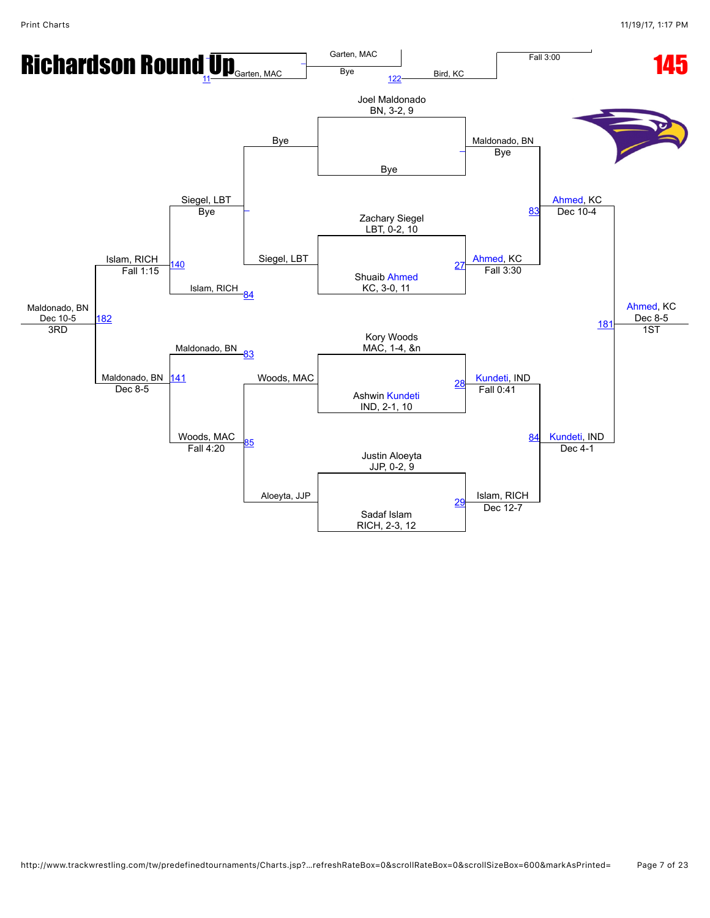# Richardson Round Up

**145**

Garten, MAC | Garten, MAC | Bye | Bird, KC | Fall 3:00

11 | 122

## Championship Bracket

**Joel Maldonado** BN, 3-2, 9 vs **Bye**
- Maldonado, BN — Bye

**Zachary Siegel** LBT, 0-2, 10 vs **Shuaib Ahmed** KC, 3-0, 11
- 27: Ahmed, KC — Fall 3:30

**Kory Woods** MAC, 1-4, &n vs **Ashwin Kundeti** IND, 2-1, 10
- 28: Kundeti, IND — Fall 0:41

**Justin Aloeyta** JJP, 0-2, 9 vs **Sadaf Islam** RICH, 2-3, 12
- 29: Islam, RICH — Dec 12-7

**Semifinals**
- 83: Ahmed, KC — Dec 10-4
- 84: Kundeti, IND — Dec 4-1

**Final**
- 181: Ahmed, KC — Dec 8-5 — 1ST

## Consolation Bracket

- Bye vs Siegel, LBT → Siegel, LBT — Bye
- 84: Islam, RICH
- 140: Islam, RICH — Fall 1:15
- 83: Maldonado, BN
- Woods, MAC vs Aloeyta, JJP → 85: Woods, MAC — Fall 4:20
- 141: Maldonado, BN — Dec 8-5
- 182: Maldonado, BN — Dec 10-5 — 3RD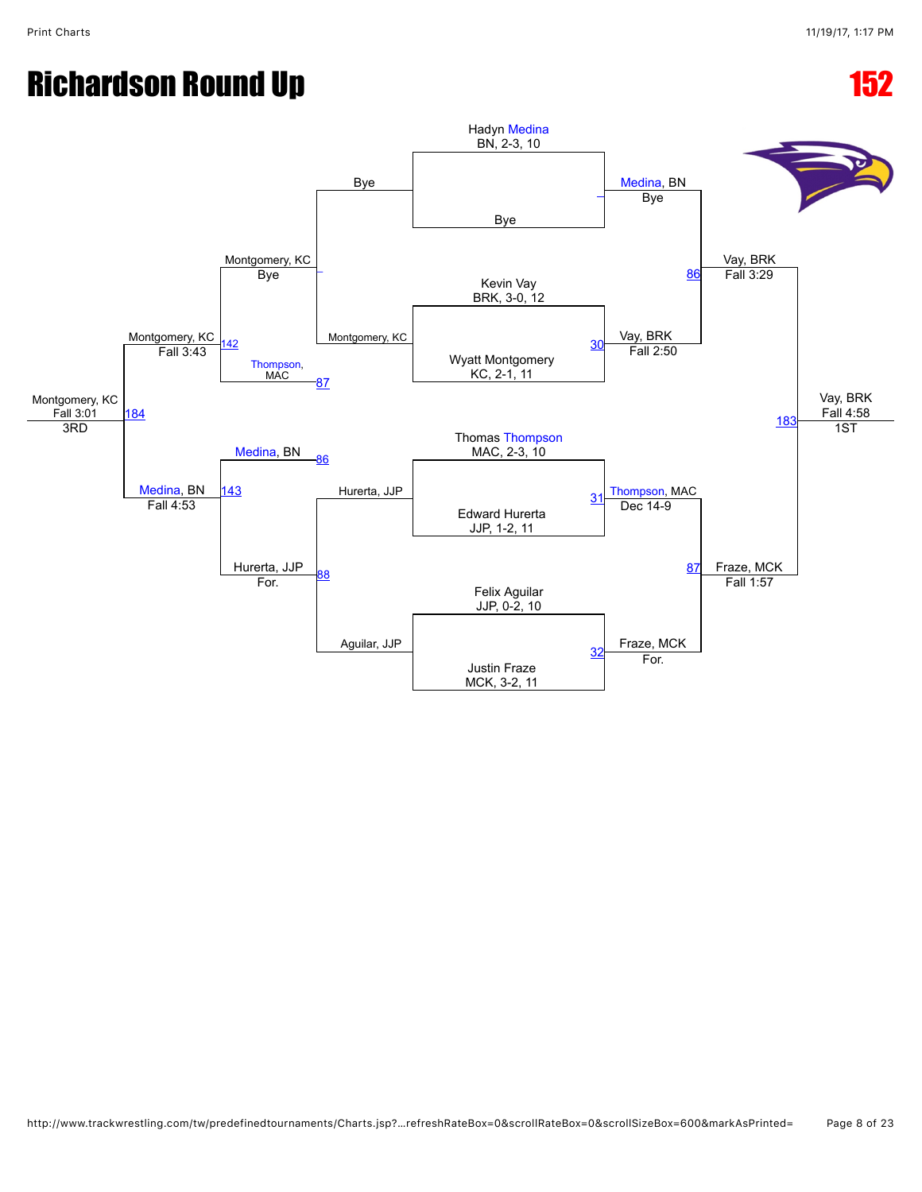# Richardson Round Up

# 152

**Championship Bracket**

| Match | Wrestler 1 | Wrestler 2 | Winner | Result |
| --- | --- | --- | --- | --- |
| – | Hadyn Medina, BN, 2-3, 10 | Bye | Medina, BN | Bye |
| 30 | Kevin Vay, BRK, 3-0, 12 | Wyatt Montgomery, KC, 2-1, 11 | Vay, BRK | Fall 2:50 |
| 31 | Thomas Thompson, MAC, 2-3, 10 | Edward Hurerta, JJP, 1-2, 11 | Thompson, MAC | Dec 14-9 |
| 32 | Felix Aguilar, JJP, 0-2, 10 | Justin Fraze, MCK, 3-2, 11 | Fraze, MCK | For. |
| 86 | Medina, BN | Vay, BRK | Vay, BRK | Fall 3:29 |
| 87 | Thompson, MAC | Fraze, MCK | Fraze, MCK | Fall 1:57 |
| 183 | Vay, BRK | Fraze, MCK | Vay, BRK | Fall 4:58 — 1ST |

**Consolation Bracket**

| Match | Wrestler 1 | Wrestler 2 | Winner | Result |
| --- | --- | --- | --- | --- |
| – | Bye | Montgomery, KC | Montgomery, KC | Bye |
| 88 | Hurerta, JJP | Aguilar, JJP | Hurerta, JJP | For. |
| 142 | Montgomery, KC | Thompson, MAC | Montgomery, KC | Fall 3:43 |
| 143 | Medina, BN | Hurerta, JJP | Medina, BN | Fall 4:53 |
| 184 | Montgomery, KC | Medina, BN | Montgomery, KC | Fall 3:01 — 3RD |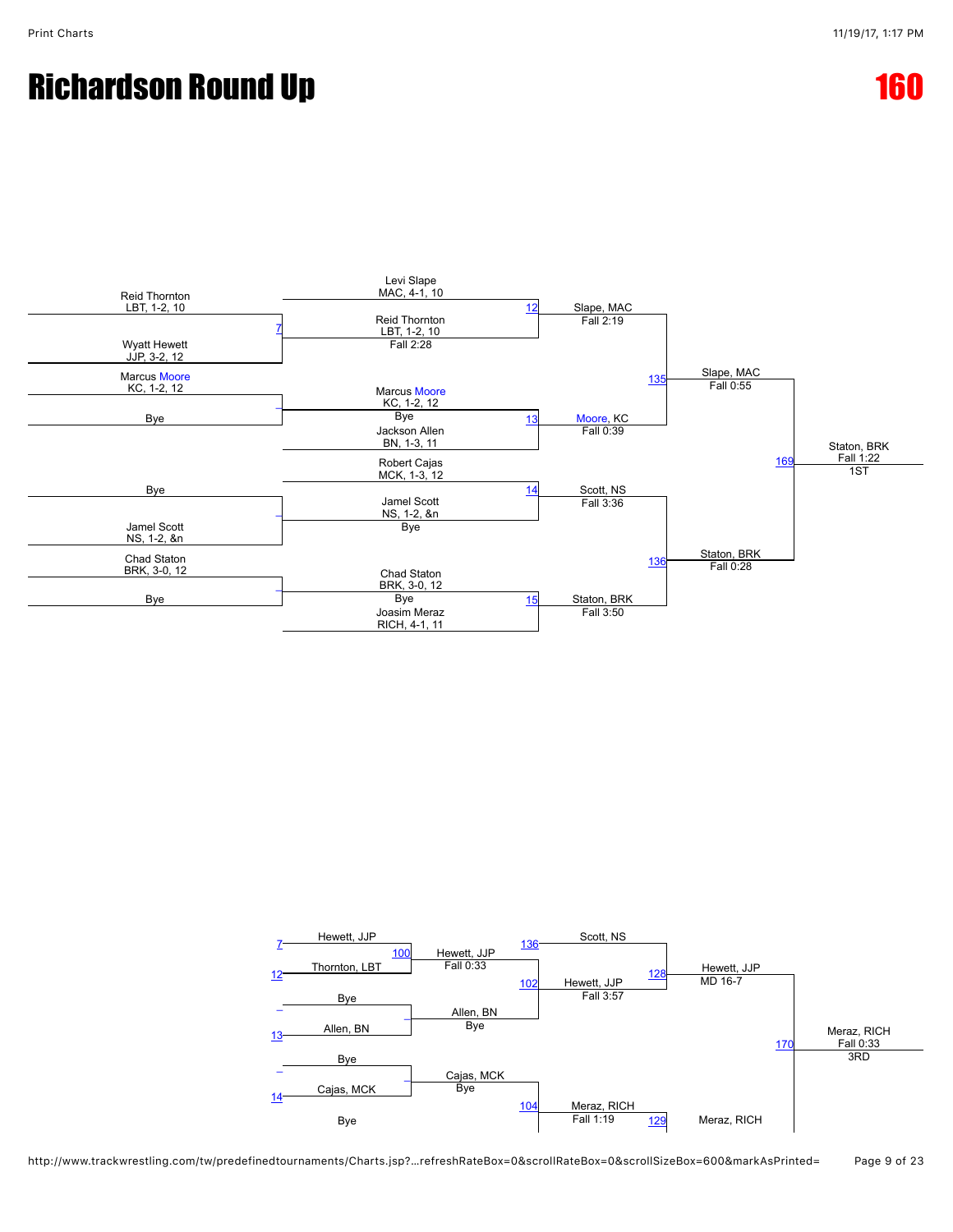# Richardson Round Up

# 160

## Championship Bracket

**First Round**

- Match 7: Reid Thornton (LBT, 1-2, 10) vs. Wyatt Hewett (JJP, 3-2, 12)
- Marcus Moore (KC, 1-2, 12) vs. Bye
- Bye vs. Jamel Scott (NS, 1-2, &n)
- Chad Staton (BRK, 3-0, 12) vs. Bye

**Second Round**

- Match 12: Levi Slape (MAC, 4-1, 10) vs. Reid Thornton (LBT, 1-2, 10) — Reid Thornton won, Fall 2:28
- Match 13: Marcus Moore (KC, 1-2, 12) won by Bye vs. Jackson Allen (BN, 1-3, 11)
- Match 14: Robert Cajas (MCK, 1-3, 12) vs. Jamel Scott (NS, 1-2, &n) — Jamel Scott won by Bye
- Match 15: Chad Staton (BRK, 3-0, 12) won by Bye vs. Joasim Meraz (RICH, 4-1, 11)

**Quarterfinals**

- Match 12: Slape, MAC — Fall 2:19
- Match 13: Moore, KC — Fall 0:39
- Match 14: Scott, NS — Fall 3:36
- Match 15: Staton, BRK — Fall 3:50

**Semifinals**

- Match 135: Slape, MAC — Fall 0:55
- Match 136: Staton, BRK — Fall 0:28

**Final**

- Match 169: Staton, BRK — Fall 1:22 — 1ST

## Consolation Bracket

**First Round**

- Match 100: Hewett, JJP (loser of 7) vs. Thornton, LBT (loser of 12) — Hewett, JJP, Fall 0:33
- Bye vs. Allen, BN (loser of 13) — Allen, BN, Bye
- Bye vs. Cajas, MCK (loser of 14) — Cajas, MCK, Bye

**Second Round**

- Match 102: Scott, NS (loser of 136) vs. Hewett, JJP — Hewett, JJP, Fall 3:57
- Match 104: Cajas, MCK vs. Bye — Meraz, RICH, Fall 1:19

**Consolation Semifinals**

- Match 128: Hewett, JJP — MD 16-7
- Match 129: Meraz, RICH

**3rd Place**

- Match 170: Meraz, RICH — Fall 0:33 — 3RD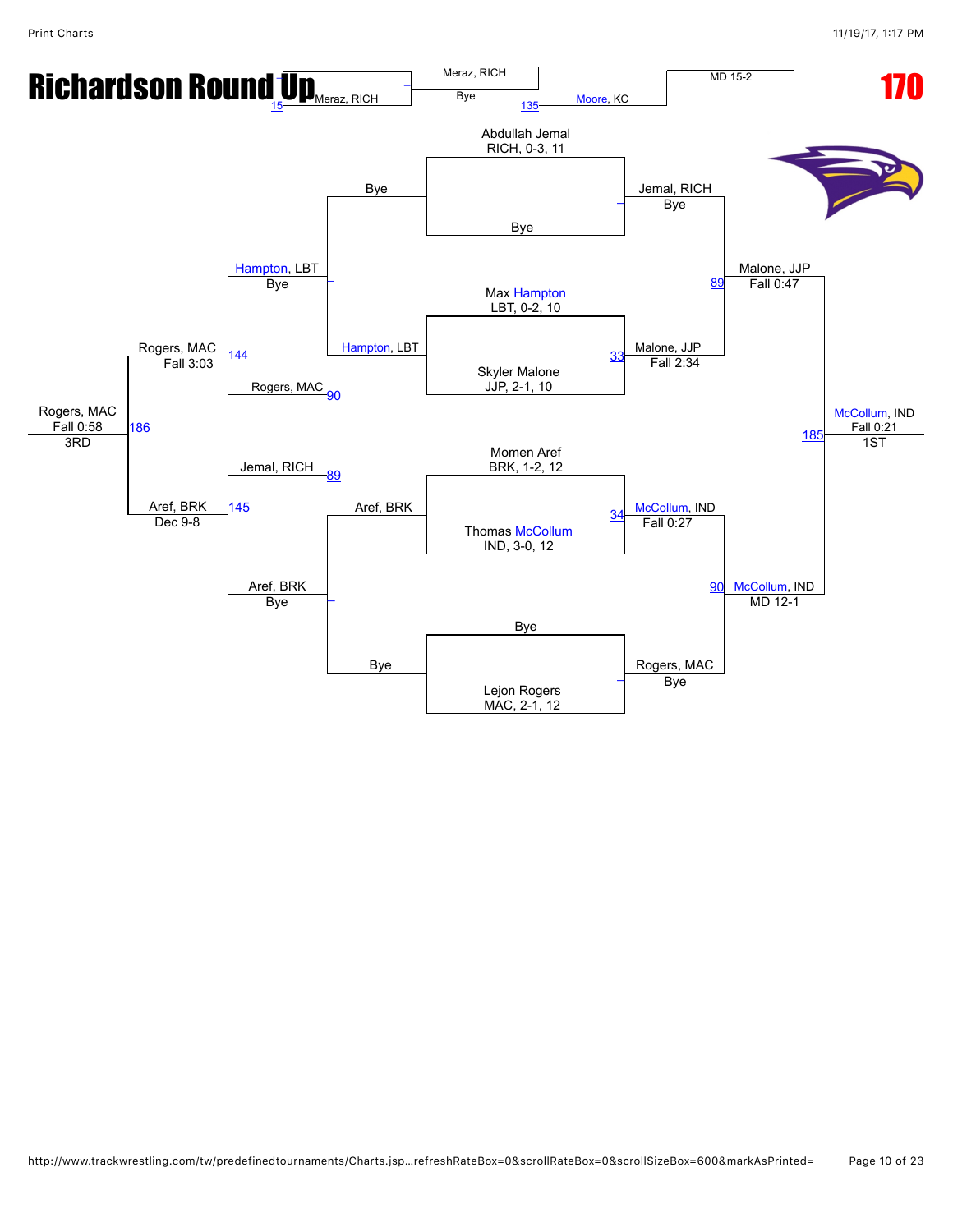# Richardson Round Up

## 170

Meraz, RICH — 15
Meraz, RICH — Bye
Moore, KC — 135
MD 15-2

**Championship bracket**

Abdullah Jemal, RICH, 0-3, 11 vs Bye → Jemal, RICH (Bye)

Max Hampton, LBT, 0-2, 10 vs Skyler Malone, JJP, 2-1, 10 → Malone, JJP (Fall 2:34) — 33

Malone, JJP def. Jemal, RICH — 89 — Fall 0:47

Momen Aref, BRK, 1-2, 12 vs Thomas McCollum, IND, 3-0, 12 → McCollum, IND (Fall 0:27) — 34

Bye vs Lejon Rogers, MAC, 2-1, 12 → Rogers, MAC (Bye)

McCollum, IND def. Rogers, MAC — 90 — MD 12-1

McCollum, IND — 185 — Fall 0:21 — 1ST

**Consolation bracket**

Bye / Hampton, LBT → Hampton, LBT (Bye)

Hampton, LBT vs Rogers, MAC (90) — 144 → Rogers, MAC (Fall 3:03)

Aref, BRK / Bye → Aref, BRK (Bye)

Jemal, RICH (89) vs Aref, BRK — 145 → Aref, BRK (Dec 9-8)

Rogers, MAC vs Aref, BRK — 186 → Rogers, MAC (Fall 0:58) — 3RD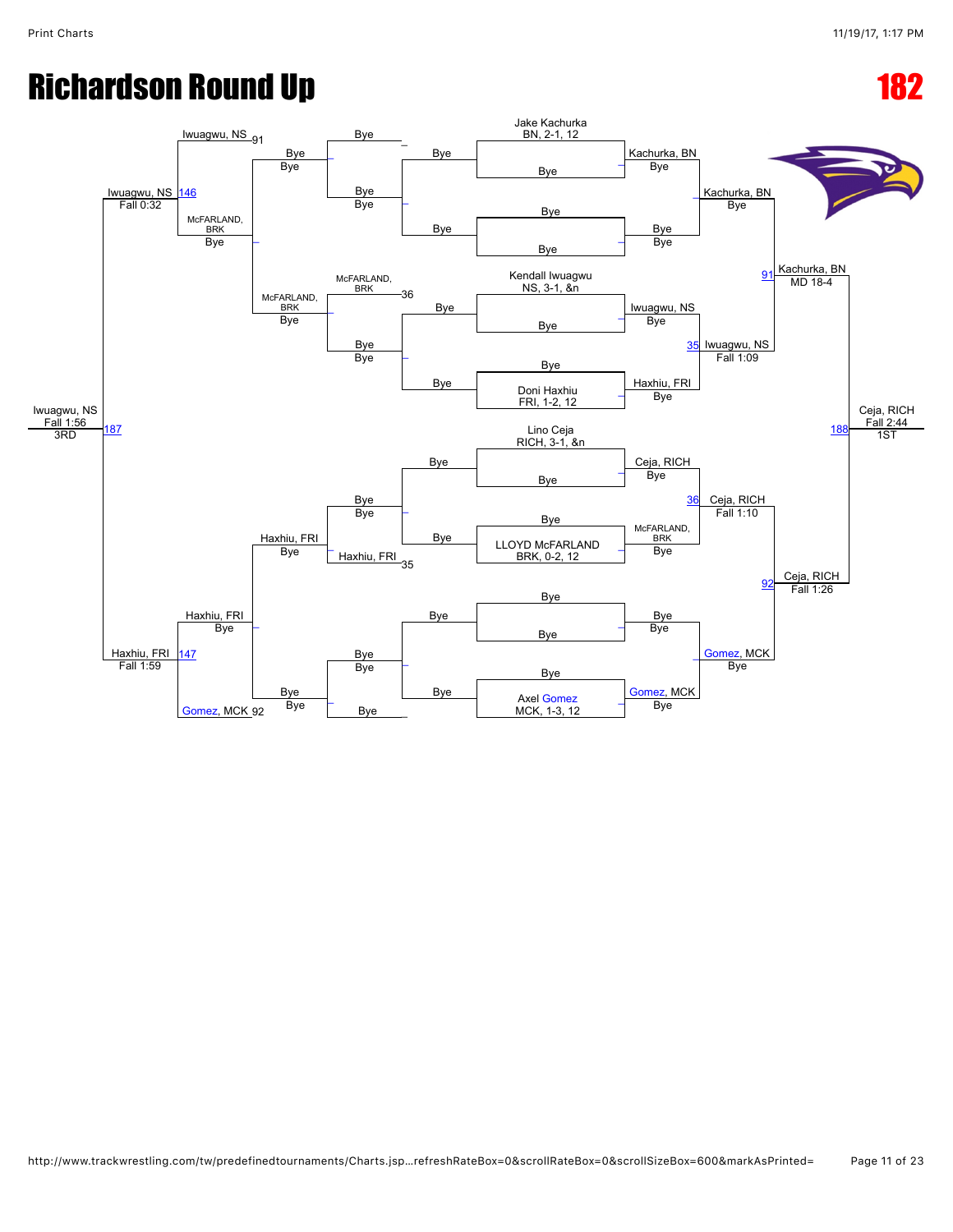# Richardson Round Up

# 182

## Championship Bracket

**Seeds / First Round:**
- Jake Kachurka, BN, 2-1, 12 — Bye
- Bye — Bye
- Kendall Iwuagwu, NS, 3-1, &n — Bye
- Bye — Doni Haxhiu, FRI, 1-2, 12
- Lino Ceja, RICH, 3-1, &n — Bye
- Bye — LLOYD McFARLAND, BRK, 0-2, 12
- Bye — Bye
- Bye — Axel Gomez, MCK, 1-3, 12

**Quarterfinals:**
- Kachurka, BN — Bye
- Bye — Bye
- Iwuagwu, NS — Bye
- Haxhiu, FRI — Bye
- Ceja, RICH — Bye
- McFARLAND, BRK — Bye
- Bye — Bye
- Gomez, MCK — Bye

**Semifinals:**
- Kachurka, BN — Bye
- 35 Iwuagwu, NS — Fall 1:09
- 36 Ceja, RICH — Fall 1:10
- Gomez, MCK — Bye

**Finals:**
- 91 Kachurka, BN — MD 18-4
- 92 Ceja, RICH — Fall 1:26

**Champion:**
- 188 Ceja, RICH — Fall 2:44 — 1ST

## Consolation Bracket

- Bye / Bye — Bye / Bye
- Bye / Bye
- McFARLAND, BRK 36 — Bye / Bye
- Haxhiu, FRI 35 — Bye / Bye
- Bye / Bye — Bye

**Consolation Rounds:**
- Bye — Bye
- McFARLAND, BRK — Bye
- Haxhiu, FRI — Bye
- Bye — Bye

- Iwuagwu, NS 91 — McFARLAND, BRK — Bye
- Haxhiu, FRI — Bye — Gomez, MCK 92

**Consolation Semifinals:**
- 146 Iwuagwu, NS — Fall 0:32
- 147 Haxhiu, FRI — Fall 1:59

**3rd Place:**
- 187 Iwuagwu, NS — Fall 1:56 — 3RD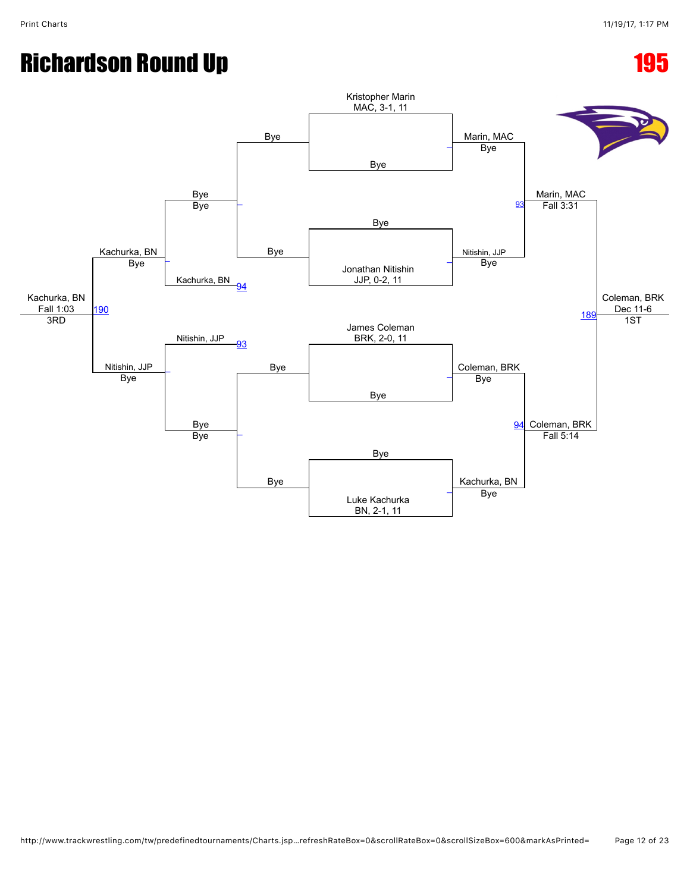# Richardson Round Up

# 195

Kristopher Marin
MAC, 3-1, 11

Bye

Bye

Marin, MAC
Bye

Bye
Bye

Bye

Marin, MAC
Fall 3:31

93

Bye

Kachurka, BN
Bye

Jonathan Nitishin
JJP, 0-2, 11

Nitishin, JJP
Bye

Kachurka, BN 94

Kachurka, BN
Fall 1:03
3RD

190

Coleman, BRK
Dec 11-6
1ST

189

Nitishin, JJP 93

James Coleman
BRK, 2-0, 11

Nitishin, JJP
Bye

Bye

Coleman, BRK
Bye

Bye

Bye
Bye

94 Coleman, BRK
Fall 5:14

Bye

Bye

Kachurka, BN
Bye

Luke Kachurka
BN, 2-1, 11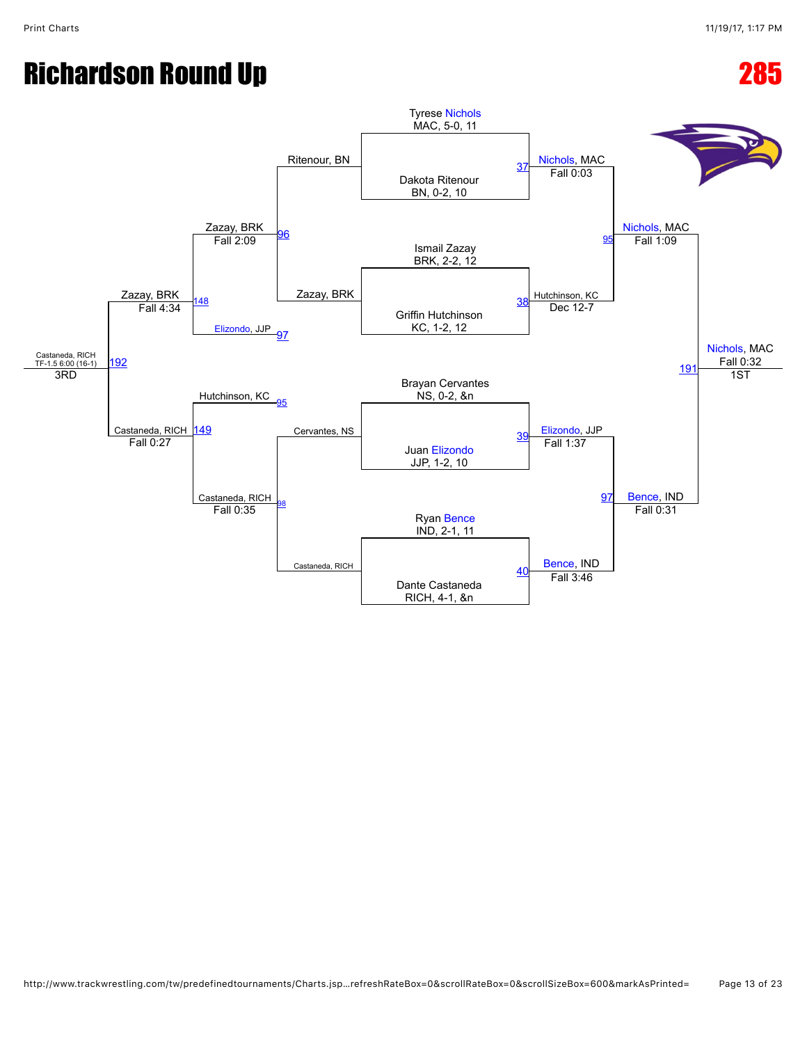# Richardson Round Up

# 285

## Championship Bracket

| Match | Wrestler 1 | Wrestler 2 | Winner | Result |
|---|---|---|---|---|
| 37 | Tyrese Nichols, MAC, 5-0, 11 | Dakota Ritenour, BN, 0-2, 10 | Nichols, MAC | Fall 0:03 |
| 38 | Ismail Zazay, BRK, 2-2, 12 | Griffin Hutchinson, KC, 1-2, 12 | Hutchinson, KC | Dec 12-7 |
| 39 | Brayan Cervantes, NS, 0-2, &n | Juan Elizondo, JJP, 1-2, 10 | Elizondo, JJP | Fall 1:37 |
| 40 | Ryan Bence, IND, 2-1, 11 | Dante Castaneda, RICH, 4-1, &n | Bence, IND | Fall 3:46 |
| 95 | Nichols, MAC | Hutchinson, KC | Nichols, MAC | Fall 1:09 |
| 97 | Elizondo, JJP | Bence, IND | Bence, IND | Fall 0:31 |
| 191 | Nichols, MAC | Bence, IND | Nichols, MAC (1ST) | Fall 0:32 |

## Consolation Bracket

| Match | Wrestler 1 | Wrestler 2 | Winner | Result |
|---|---|---|---|---|
| 96 | Ritenour, BN | Zazay, BRK | Zazay, BRK | Fall 2:09 |
| 98 | Cervantes, NS | Castaneda, RICH | Castaneda, RICH | Fall 0:35 |
| 148 | Zazay, BRK | Elizondo, JJP | Zazay, BRK | Fall 4:34 |
| 149 | Hutchinson, KC | Castaneda, RICH | Castaneda, RICH | Fall 0:27 |
| 192 | Zazay, BRK | Castaneda, RICH | Castaneda, RICH (3RD) | TF-1.5 6:00 (16-1) |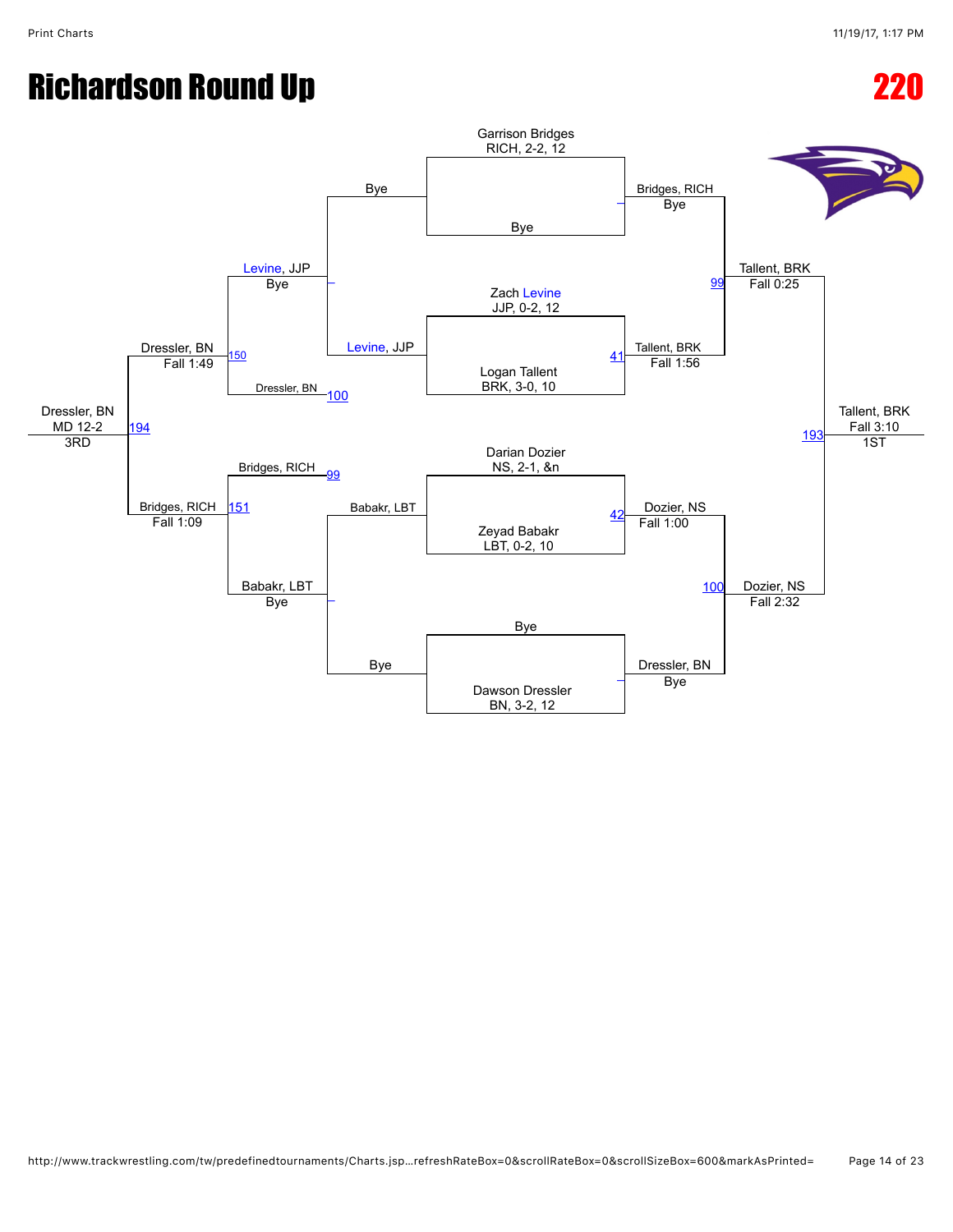# Richardson Round Up

# 220

**Championship Bracket**

| Wrestler |
|---|
| Garrison Bridges, RICH, 2-2, 12 |
| Bye |
| Zach Levine, JJP, 0-2, 12 |
| Logan Tallent, BRK, 3-0, 10 |
| Darian Dozier, NS, 2-1, &n |
| Zeyad Babakr, LBT, 0-2, 10 |
| Bye |
| Dawson Dressler, BN, 3-2, 12 |

**Round 1**

- Bridges, RICH — Bye
- 41 — Tallent, BRK — Fall 1:56
- 42 — Dozier, NS — Fall 1:00
- Dressler, BN — Bye

**Semifinals**

- 99 — Tallent, BRK — Fall 0:25
- 100 — Dozier, NS — Fall 2:32

**Final**

- 193 — Tallent, BRK — Fall 3:10 — 1ST

**Consolation Bracket**

- Bye
- Levine, JJP
- Babakr, LBT
- Bye

**Consolation Round 1**

- Levine, JJP — Bye
- Babakr, LBT — Bye

**Consolation Round 2**

- Dressler, BN (100)
- Bridges, RICH (99)

**Consolation Semifinals**

- 150 — Dressler, BN — Fall 1:49
- 151 — Bridges, RICH — Fall 1:09

**3rd Place**

- 194 — Dressler, BN — MD 12-2 — 3RD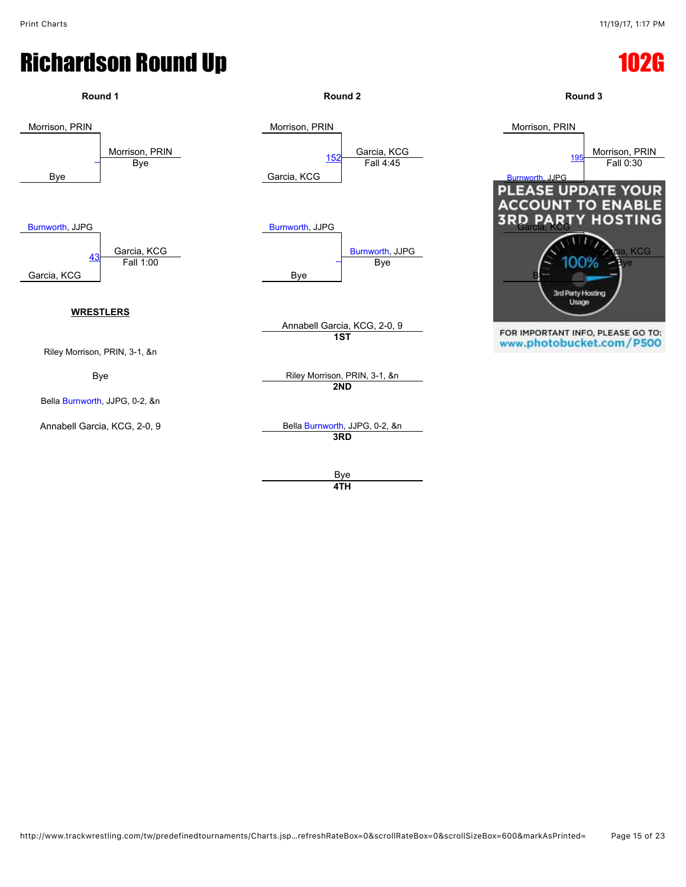# Richardson Round Up

## 102G

### Round 1

Morrison, PRIN
vs. Bye
– Morrison, PRIN — Bye

Burnworth, JJPG
vs. Garcia, KCG
43 Garcia, KCG — Fall 1:00

### Round 2

Morrison, PRIN
vs. Garcia, KCG
152 Garcia, KCG — Fall 4:45

Burnworth, JJPG
vs. Bye
– Burnworth, JJPG — Bye

### Round 3

Morrison, PRIN
vs. Burnworth, JJPG
195 Morrison, PRIN — Fall 0:30

Garcia, KCG
vs. Bye
Garcia, KCG — Bye

PLEASE UPDATE YOUR ACCOUNT TO ENABLE 3RD PARTY HOSTING

100% 3rd Party Hosting Usage

FOR IMPORTANT INFO, PLEASE GO TO: www.photobucket.com/P500

**WRESTLERS**

Riley Morrison, PRIN, 3-1, &n

Bye

Bella Burnworth, JJPG, 0-2, &n

Annabell Garcia, KCG, 2-0, 9

| Place | Wrestler |
| --- | --- |
| **1ST** | Annabell Garcia, KCG, 2-0, 9 |
| **2ND** | Riley Morrison, PRIN, 3-1, &n |
| **3RD** | Bella Burnworth, JJPG, 0-2, &n |
| **4TH** | Bye |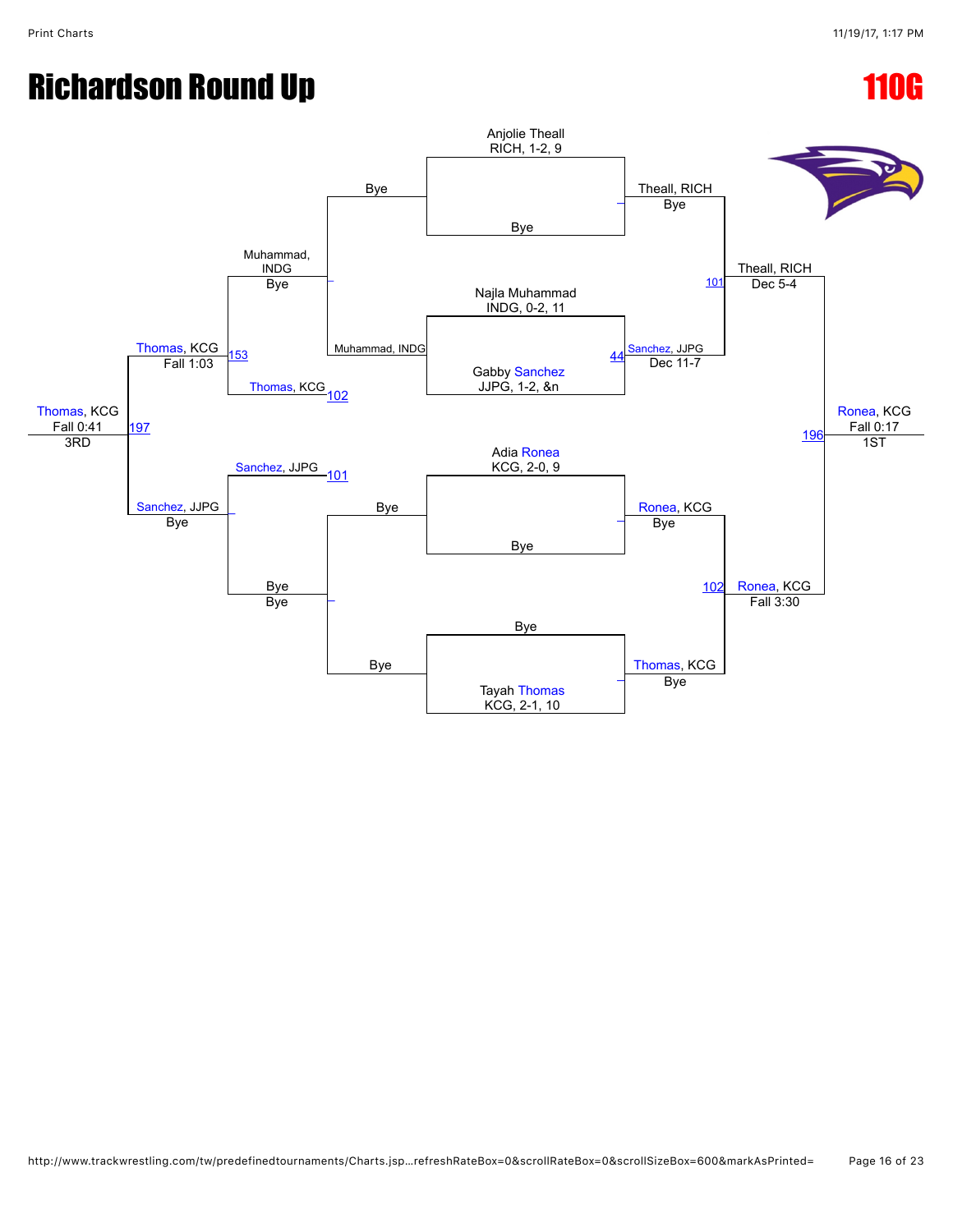# Richardson Round Up

## 110G

### Championship Bracket

**Top half**

- Anjolie Theall, RICH, 1-2, 9 vs Bye → Theall, RICH (Bye)
- Najla Muhammad, INDG, 0-2, 11 vs Gabby Sanchez, JJPG, 1-2, &n → 44: Sanchez, JJPG (Dec 11-7)
- 101: Theall, RICH vs Sanchez, JJPG → Theall, RICH (Dec 5-4)

**Bottom half**

- Adia Ronea, KCG, 2-0, 9 vs Bye → Ronea, KCG (Bye)
- Bye vs Tayah Thomas, KCG, 2-1, 10 → Thomas, KCG (Bye)
- 102: Ronea, KCG vs Thomas, KCG → Ronea, KCG (Fall 3:30)

**Final**

- 196: Theall, RICH vs Ronea, KCG → Ronea, KCG (Fall 0:17) — 1ST

### Consolation Bracket

- Bye vs Muhammad, INDG → Muhammad, INDG (Bye)
- 102: Thomas, KCG
- 153: Muhammad, INDG vs Thomas, KCG → Thomas, KCG (Fall 1:03)
- Bye vs Bye → Bye (Bye)
- 101: Sanchez, JJPG vs Bye → Sanchez, JJPG (Bye)
- 197: Thomas, KCG vs Sanchez, JJPG → Thomas, KCG (Fall 0:41) — 3RD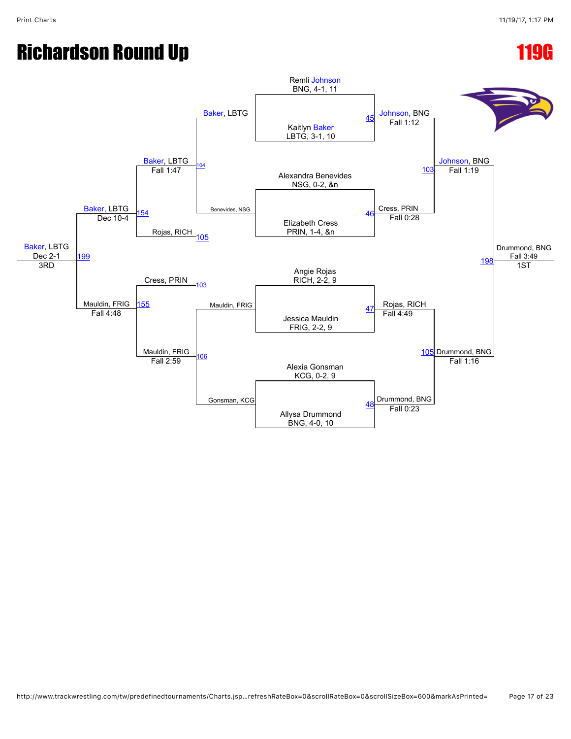# Richardson Round Up

## 119G

### Championship Bracket

**First Round**

| Bout | Wrestler 1 | Wrestler 2 | Winner | Result |
|---|---|---|---|---|
| 45 | Remli Johnson, BNG, 4-1, 11 | Kaitlyn Baker, LBTG, 3-1, 10 | Johnson, BNG | Fall 1:12 |
| 46 | Alexandra Benevides, NSG, 0-2, &n | Elizabeth Cress, PRIN, 1-4, &n | Cress, PRIN | Fall 0:28 |
| 47 | Angie Rojas, RICH, 2-2, 9 | Jessica Mauldin, FRIG, 2-2, 9 | Rojas, RICH | Fall 4:49 |
| 48 | Alexia Gonsman, KCG, 0-2, 9 | Allysa Drummond, BNG, 4-0, 10 | Drummond, BNG | Fall 0:23 |

**Semifinals**

| Bout | Wrestler 1 | Wrestler 2 | Winner | Result |
|---|---|---|---|---|
| 103 | Johnson, BNG | Cress, PRIN | Johnson, BNG | Fall 1:19 |
| 105 | Rojas, RICH | Drummond, BNG | Drummond, BNG | Fall 1:16 |

**Final**

| Bout | Wrestler 1 | Wrestler 2 | Winner | Result |
|---|---|---|---|---|
| 198 | Johnson, BNG | Drummond, BNG | Drummond, BNG | Fall 3:49 |

1ST: Drummond, BNG

### Consolation Bracket

| Bout | Wrestler 1 | Wrestler 2 | Winner | Result |
|---|---|---|---|---|
| 104 | Baker, LBTG | Benevides, NSG | Baker, LBTG | Fall 1:47 |
| 106 | Mauldin, FRIG | Gonsman, KCG | Mauldin, FRIG | Fall 2:59 |
| 154 | Baker, LBTG | Rojas, RICH | Baker, LBTG | Dec 10-4 |
| 155 | Cress, PRIN | Mauldin, FRIG | Mauldin, FRIG | Fall 4:48 |
| 199 | Baker, LBTG | Mauldin, FRIG | Baker, LBTG | Dec 2-1 |

3RD: Baker, LBTG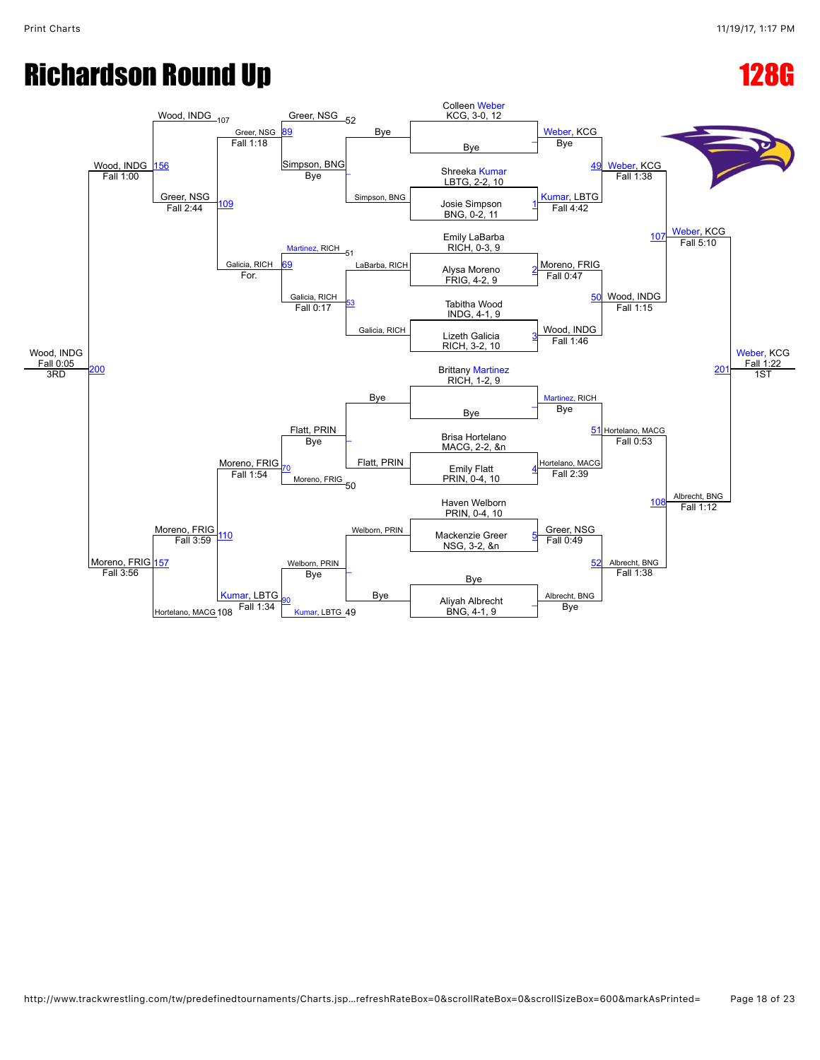# Richardson Round Up

## 128G

### Championship Bracket

**Round 1 / Byes**

- Colleen Weber, KCG, 3-0, 12 vs Bye → Weber, KCG (Bye)
- Shreeka Kumar, LBTG, 2-2, 10 vs Josie Simpson, BNG, 0-2, 11 → Match 1: Kumar, LBTG (Fall 4:42)
- Emily LaBarba, RICH, 0-3, 9 vs Alysa Moreno, FRIG, 4-2, 9 → Match 2: Moreno, FRIG (Fall 0:47)
- Tabitha Wood, INDG, 4-1, 9 vs Lizeth Galicia, RICH, 3-2, 10 → Match 3: Wood, INDG (Fall 1:46)
- Brittany Martinez, RICH, 1-2, 9 vs Bye → Martinez, RICH (Bye)
- Brisa Hortelano, MACG, 2-2, &n vs Emily Flatt, PRIN, 0-4, 10 → Match 4: Hortelano, MACG (Fall 2:39)
- Haven Welborn, PRIN, 0-4, 10 vs Mackenzie Greer, NSG, 3-2, &n → Match 5: Greer, NSG (Fall 0:49)
- Bye vs Aliyah Albrecht, BNG, 4-1, 9 → Albrecht, BNG (Bye)

**Quarterfinals**

- Match 49: Weber, KCG (Fall 1:38)
- Match 50: Wood, INDG (Fall 1:15)
- Match 51: Hortelano, MACG (Fall 0:53)
- Match 52: Albrecht, BNG (Fall 1:38)

**Semifinals**

- Match 107: Weber, KCG (Fall 5:10)
- Match 108: Albrecht, BNG (Fall 1:12)

**Final**

- Match 201: Weber, KCG (Fall 1:22) — 1ST

### Consolation Bracket

**Consolation Round 1**

- Simpson, BNG vs Bye → Simpson, BNG (Bye)
- LaBarba, RICH vs Galicia, RICH → Match 53: Galicia, RICH (Fall 0:17)
- Bye vs Flatt, PRIN → Flatt, PRIN (Bye)
- Welborn, PRIN vs Bye → Welborn, PRIN (Bye)

**Consolation Round 2**

- Greer, NSG (loser of 52) vs Simpson, BNG → Match 89: Greer, NSG (Fall 1:18)
- Martinez, RICH (loser of 51) vs Galicia, RICH → Match 69: Galicia, RICH (For.)
- Flatt, PRIN vs Moreno, FRIG (loser of 50) → Match 70: Moreno, FRIG (Fall 1:54)
- Welborn, PRIN vs Kumar, LBTG (loser of 49) → Match 90: Kumar, LBTG (Fall 1:34)

**Consolation Quarterfinals**

- Wood, INDG (loser of 107) vs Greer, NSG → Match 109: Greer, NSG (Fall 2:44)
- Moreno, FRIG vs Hortelano, MACG (loser of 108) → Match 110: Moreno, FRIG (Fall 3:59)

**Consolation Semifinals**

- Match 156: Wood, INDG (Fall 1:00)
- Match 157: Moreno, FRIG (Fall 3:56)

**3rd Place**

- Match 200: Wood, INDG (Fall 0:05) — 3RD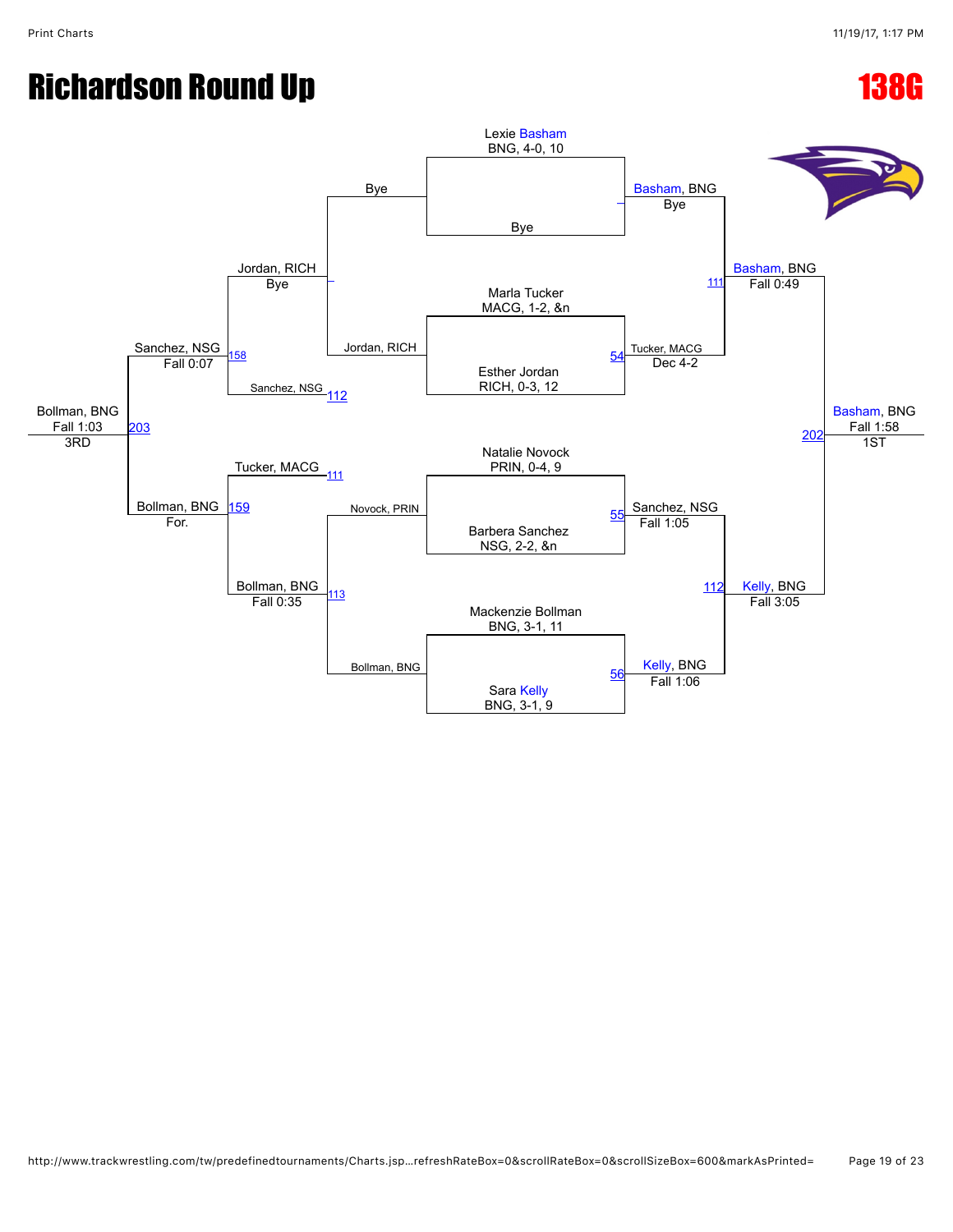# Richardson Round Up

## 138G

**Championship bracket**

Lexie Basham, BNG, 4-0, 10 vs Bye → Basham, BNG (Bye)

Marla Tucker, MACG, 1-2, &n vs Esther Jordan, RICH, 0-3, 12 → 54: Tucker, MACG (Dec 4-2)

Natalie Novock, PRIN, 0-4, 9 vs Barbera Sanchez, NSG, 2-2, &n → 55: Sanchez, NSG (Fall 1:05)

Mackenzie Bollman, BNG, 3-1, 11 vs Sara Kelly, BNG, 3-1, 9 → 56: Kelly, BNG (Fall 1:06)

111: Basham, BNG vs Tucker, MACG → Basham, BNG (Fall 0:49)

112: Sanchez, NSG vs Kelly, BNG → Kelly, BNG (Fall 3:05)

202: Basham, BNG vs Kelly, BNG → Basham, BNG (Fall 1:58) — 1ST

**Consolation bracket**

Bye vs Jordan, RICH → Jordan, RICH (Bye)

Novock, PRIN vs Bollman, BNG → 113: Bollman, BNG (Fall 0:35)

158: Jordan, RICH vs Sanchez, NSG (112) → Sanchez, NSG (Fall 0:07)

159: Tucker, MACG (111) vs Bollman, BNG → Bollman, BNG (For.)

203: Sanchez, NSG vs Bollman, BNG → Bollman, BNG (Fall 1:03) — 3RD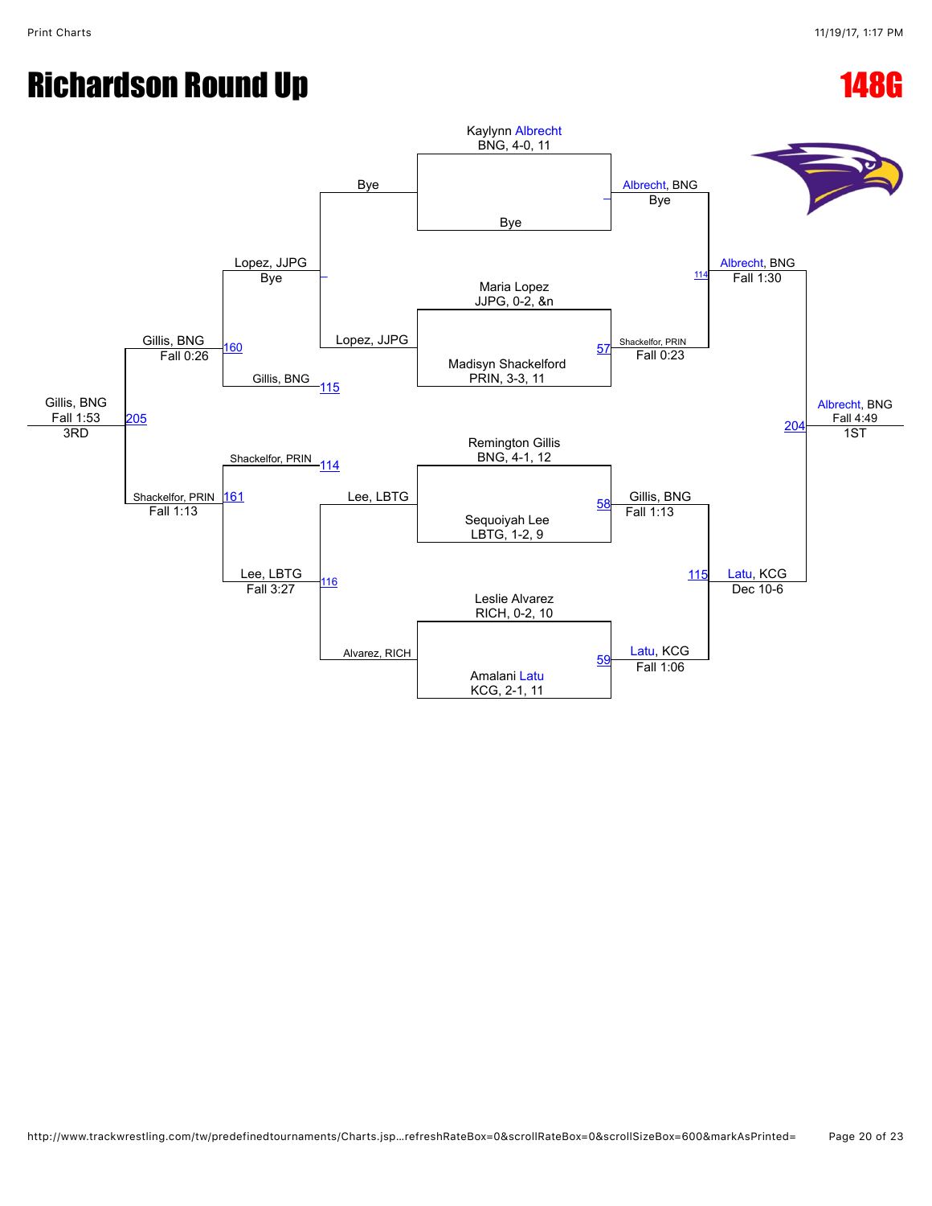# Richardson Round Up

# 148G

## Championship Bracket

**First Round**

- Kaylynn Albrecht, BNG, 4-0, 11 vs. Bye — Albrecht, BNG (Bye)
- Maria Lopez, JJPG, 0-2, &n vs. Madisyn Shackelford, PRIN, 3-3, 11 — Match 57: Shackelfor, PRIN, Fall 0:23
- Remington Gillis, BNG, 4-1, 12 vs. Sequoiyah Lee, LBTG, 1-2, 9 — Match 58: Gillis, BNG, Fall 1:13
- Leslie Alvarez, RICH, 0-2, 10 vs. Amalani Latu, KCG, 2-1, 11 — Match 59: Latu, KCG, Fall 1:06

**Semifinals**

- Match 114: Albrecht, BNG, Fall 1:30
- Match 115: Latu, KCG, Dec 10-6

**Final**

- Match 204: Albrecht, BNG, Fall 4:49 — 1ST

## Consolation Bracket

- Bye vs. Lopez, JJPG — Lopez, JJPG (Bye)
- Lee, LBTG vs. Alvarez, RICH — Match 116: Lee, LBTG, Fall 3:27
- Lopez, JJPG vs. Gillis, BNG (from 115) — Match 160: Gillis, BNG, Fall 0:26
- Shackelfor, PRIN (from 114) vs. Lee, LBTG — Match 161: Shackelfor, PRIN, Fall 1:13
- Match 205: Gillis, BNG, Fall 1:53 — 3RD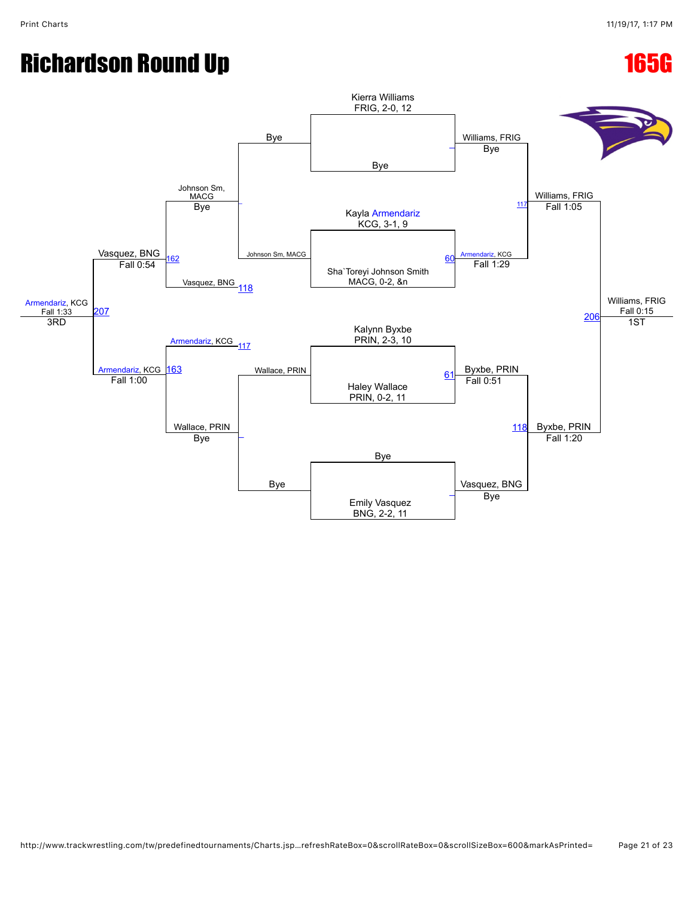# Richardson Round Up

## 165G

**Championship Bracket**

| Wrestler | Round 1 | Semifinals | Finals |
| --- | --- | --- | --- |
| Kierra Williams, FRIG, 2-0, 12 | Williams, FRIG — Bye | Williams, FRIG — Fall 1:05 (117) | Williams, FRIG — Fall 0:15 (206) — 1ST |
| Bye | | | |
| Kayla Armendariz, KCG, 3-1, 9 | Armendariz, KCG — Fall 1:29 (60) | | |
| Sha`Toreyi Johnson Smith, MACG, 0-2, &n | | | |
| Kalynn Byxbe, PRIN, 2-3, 10 | Byxbe, PRIN — Fall 0:51 (61) | Byxbe, PRIN — Fall 1:20 (118) | |
| Haley Wallace, PRIN, 0-2, 11 | | | |
| Bye | Vasquez, BNG — Bye | | |
| Emily Vasquez, BNG, 2-2, 11 | | | |

**Consolation Bracket**

| Match | Wrestlers | Result |
| --- | --- | --- |
| Cons. Round 1 | Bye vs. Johnson Sm, MACG | Johnson Sm, MACG — Bye |
| Cons. Round 1 | Wallace, PRIN vs. Bye | Wallace, PRIN — Bye |
| 162 | Johnson Sm, MACG vs. Vasquez, BNG (118) | Vasquez, BNG — Fall 0:54 |
| 163 | Armendariz, KCG (117) vs. Wallace, PRIN | Armendariz, KCG — Fall 1:00 |
| 207 | Vasquez, BNG vs. Armendariz, KCG | Armendariz, KCG — Fall 1:33 — 3RD |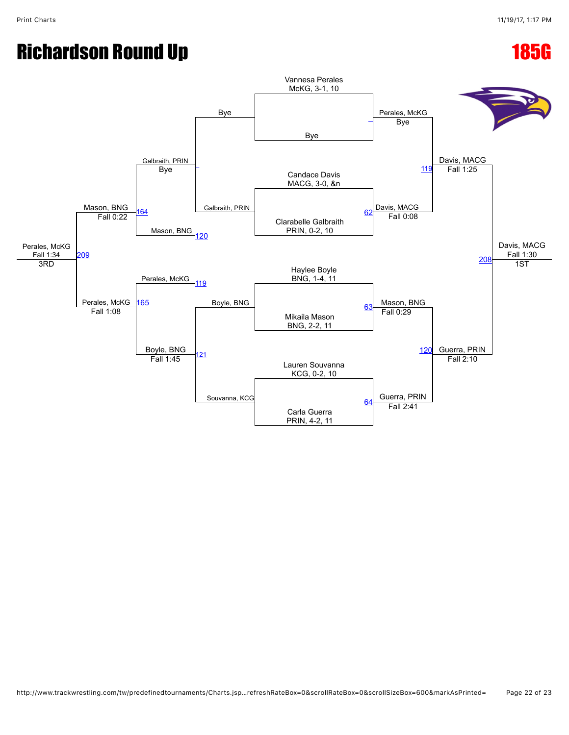# Richardson Round Up

## 185G

### Championship Bracket

**Round 1**

- Vannesa Perales, McKG, 3-1, 10 vs. Bye — Perales, McKG (Bye)
- Candace Davis, MACG, 3-0, &n vs. Clarabelle Galbraith, PRIN, 0-2, 10 — Match 62 — Davis, MACG (Fall 0:08)
- Haylee Boyle, BNG, 1-4, 11 vs. Mikaila Mason, BNG, 2-2, 11 — Match 63 — Mason, BNG (Fall 0:29)
- Lauren Souvanna, KCG, 0-2, 10 vs. Carla Guerra, PRIN, 4-2, 11 — Match 64 — Guerra, PRIN (Fall 2:41)

**Semifinals**

- Perales, McKG vs. Davis, MACG — Match 119 — Davis, MACG (Fall 1:25)
- Mason, BNG vs. Guerra, PRIN — Match 120 — Guerra, PRIN (Fall 2:10)

**Final**

- Davis, MACG vs. Guerra, PRIN — Match 208 — Davis, MACG (Fall 1:30) — 1ST

### Consolation Bracket

**Consolation Round 1**

- Bye vs. Galbraith, PRIN — Galbraith, PRIN (Bye)
- Boyle, BNG vs. Souvanna, KCG — Match 121 — Boyle, BNG (Fall 1:45)

**Consolation Round 2**

- Galbraith, PRIN vs. Mason, BNG (Match 120) — Match 164 — Mason, BNG (Fall 0:22)
- Perales, McKG (Match 119) vs. Boyle, BNG — Match 165 — Perales, McKG (Fall 1:08)

**3rd Place**

- Mason, BNG vs. Perales, McKG — Match 209 — Perales, McKG (Fall 1:34) — 3RD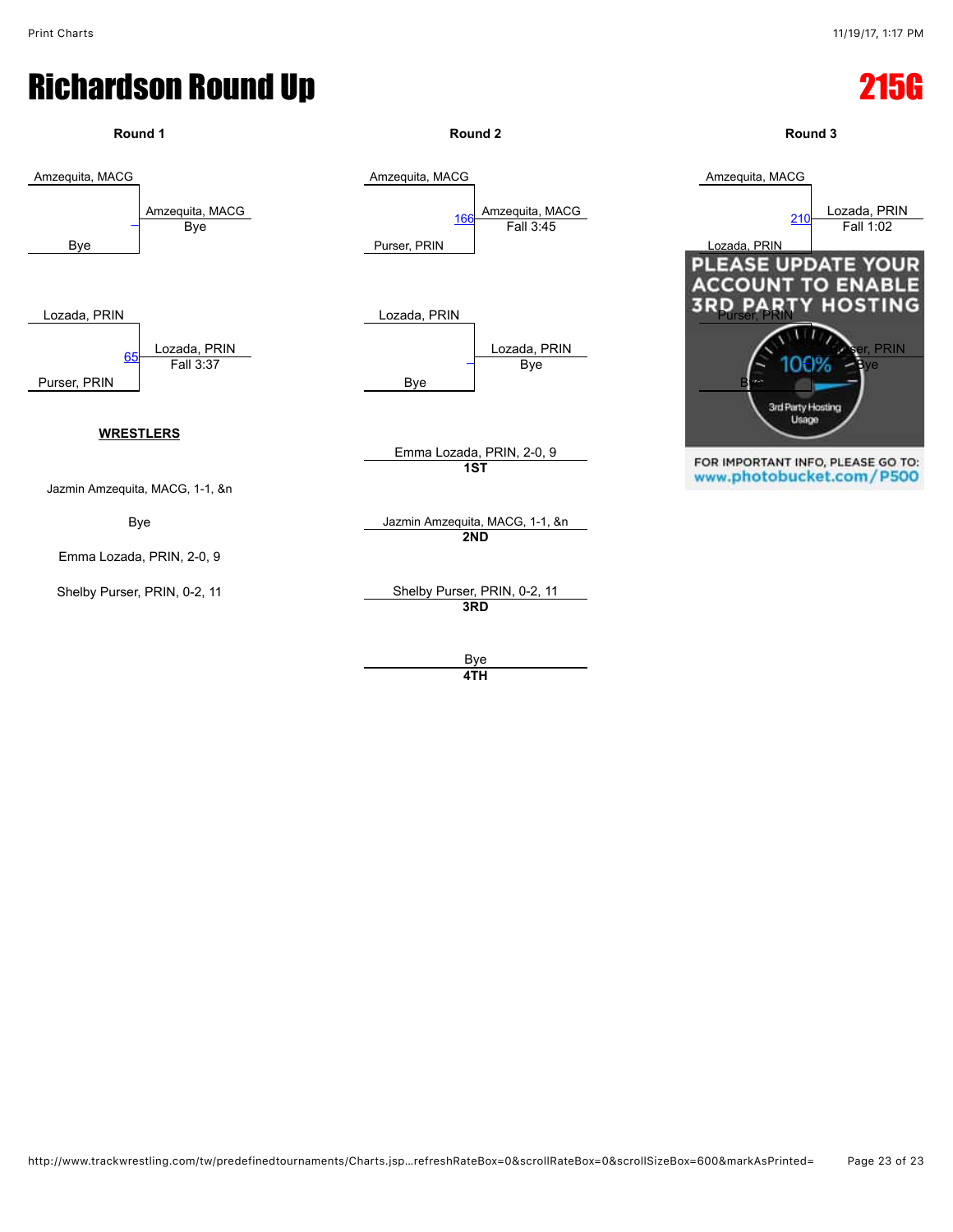# Richardson Round Up

## 215G

### Round 1

Amzequita, MACG
Bye

Amzequita, MACG
Bye

Lozada, PRIN
Purser, PRIN

65 Lozada, PRIN
Fall 3:37

### Round 2

Amzequita, MACG
Purser, PRIN

166 Amzequita, MACG
Fall 3:45

Lozada, PRIN
Bye

Lozada, PRIN
Bye

### Round 3

Amzequita, MACG
Lozada, PRIN

210 Lozada, PRIN
Fall 1:02

Purser, PRIN
Bye

Purser, PRIN
Bye

PLEASE UPDATE YOUR ACCOUNT TO ENABLE 3RD PARTY HOSTING

100%

3rd Party Hosting Usage

FOR IMPORTANT INFO, PLEASE GO TO: www.photobucket.com/P500

### WRESTLERS

Jazmin Amzequita, MACG, 1-1, &n

Bye

Emma Lozada, PRIN, 2-0, 9

Shelby Purser, PRIN, 0-2, 11

### Placings

Emma Lozada, PRIN, 2-0, 9
**1ST**

Jazmin Amzequita, MACG, 1-1, &n
**2ND**

Shelby Purser, PRIN, 0-2, 11
**3RD**

Bye
**4TH**